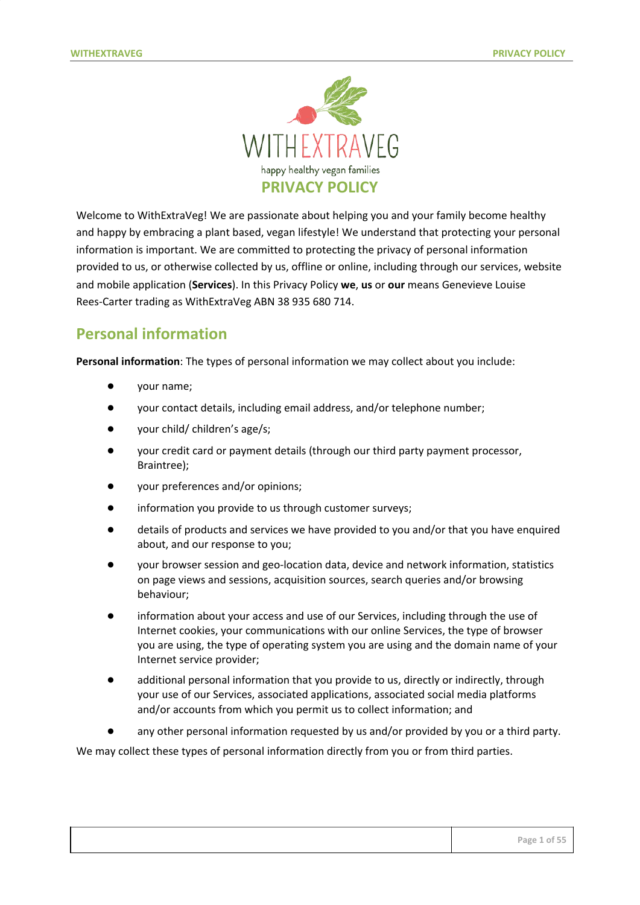# PRIVACY POLICY

Welcome to WithExtraVeg! We are passionate about helping you and your family become healthy and happy by embracing a plant based, vegan lifestyle! We understand that protecting your personal information is important. We are committed to protecting the privacy of personal information provided to us, or otherwise collected by us, offline or online, including through our services, website and mobile application (**Services**). In this Privacy Policy **we**, **us** or **our** means Genevieve Louise Rees-Carter trading as WithExtraVeg ABN 38 935 680 714.

## Personal information

**Personal information**: The types of personal information we may collect about you include:

- your name;
- your contact details, including email address, and/or telephone number;
- your child/ children's age/s;
- your credit card or payment details (through our third party payment processor, Braintree);
- your preferences and/or opinions;
- information you provide to us through customer surveys;
- details of products and services we have provided to you and/or that you have enquired about, and our response to you;
- your browser session and geo-location data, device and network information, statistics on page views and sessions, acquisition sources, search queries and/or browsing behaviour;
- information about your access and use of our Services, including through the use of Internet cookies, your communications with our online Services, the type of browser you are using, the type of operating system you are using and the domain name of your Internet service provider;
- additional personal information that you provide to us, directly or indirectly, through your use of our Services, associated applications, associated social media platforms and/or accounts from which you permit us to collect information; and
- any other personal information requested by us and/or provided by you or a third party.

We may collect these types of personal information directly from you or from third parties.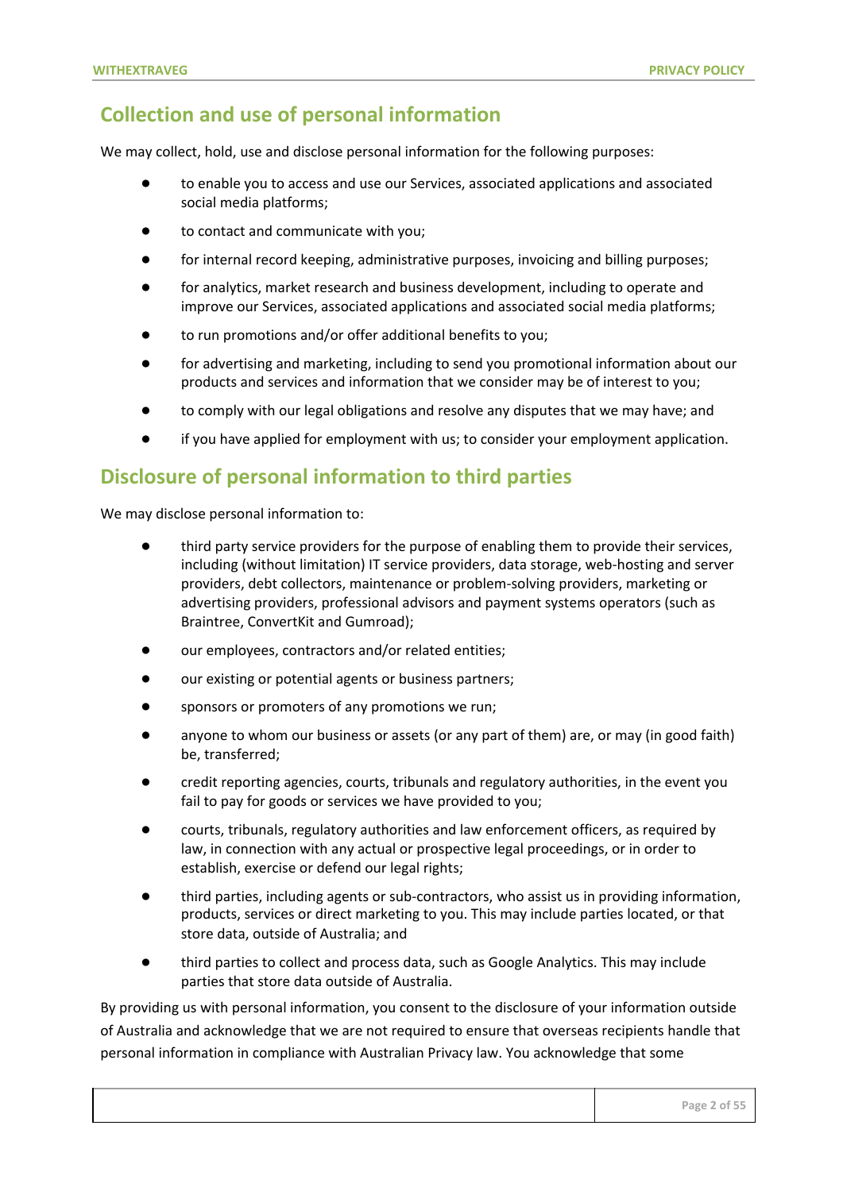## Collection and use of personal information

We may collect, hold, use and disclose personal information for the following purposes:

- to enable you to access and use our Services, associated applications and associated social media platforms;
- to contact and communicate with you;
- for internal record keeping, administrative purposes, invoicing and billing purposes;
- for analytics, market research and business development, including to operate and improve our Services, associated applications and associated social media platforms;
- to run promotions and/or offer additional benefits to you;
- for advertising and marketing, including to send you promotional information about our products and services and information that we consider may be of interest to you;
- to comply with our legal obligations and resolve any disputes that we may have; and
- if you have applied for employment with us; to consider your employment application.

## Disclosure of personal information to third parties

We may disclose personal information to:

- third party service providers for the purpose of enabling them to provide their services, including (without limitation) IT service providers, data storage, web-hosting and server providers, debt collectors, maintenance or problem-solving providers, marketing or advertising providers, professional advisors and payment systems operators (such as Braintree, ConvertKit and Gumroad);
- our employees, contractors and/or related entities;
- our existing or potential agents or business partners;
- sponsors or promoters of any promotions we run;
- anyone to whom our business or assets (or any part of them) are, or may (in good faith) be, transferred;
- credit reporting agencies, courts, tribunals and regulatory authorities, in the event you fail to pay for goods or services we have provided to you;
- courts, tribunals, regulatory authorities and law enforcement officers, as required by law, in connection with any actual or prospective legal proceedings, or in order to establish, exercise or defend our legal rights;
- third parties, including agents or sub-contractors, who assist us in providing information, products, services or direct marketing to you. This may include parties located, or that store data, outside of Australia; and
- third parties to collect and process data, such as Google Analytics. This may include parties that store data outside of Australia.

By providing us with personal information, you consent to the disclosure of your information outside of Australia and acknowledge that we are not required to ensure that overseas recipients handle that personal information in compliance with Australian Privacy law. You acknowledge that some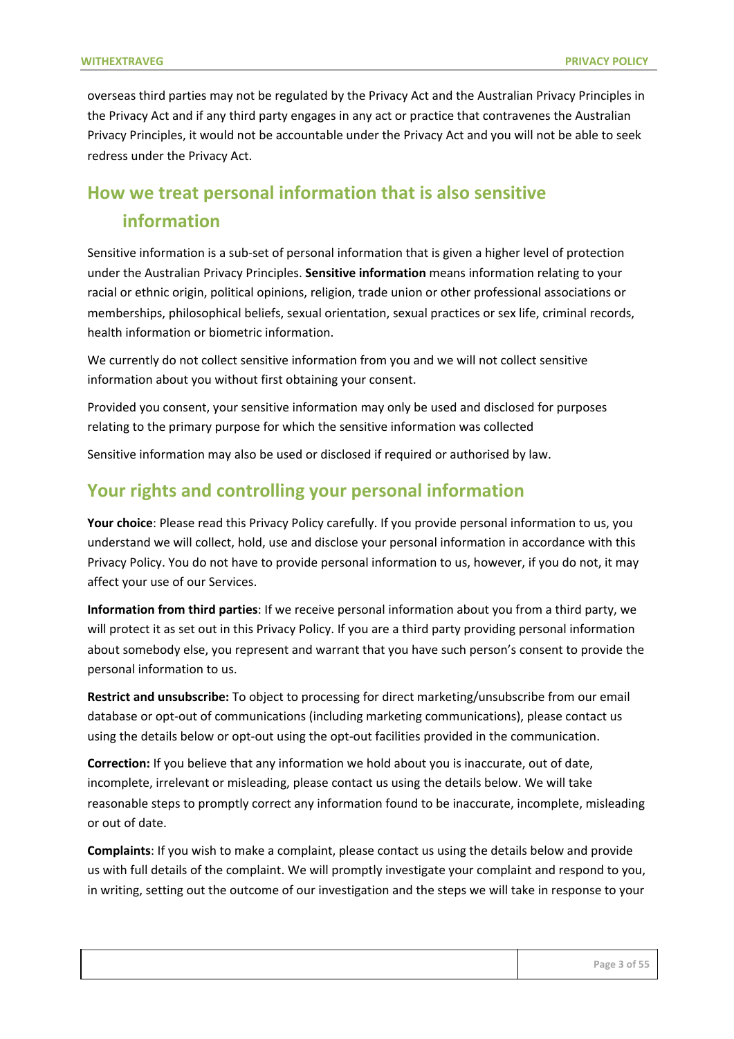overseas third parties may not be regulated by the Privacy Act and the Australian Privacy Principles in the Privacy Act and if any third party engages in any act or practice that contravenes the Australian Privacy Principles, it would not be accountable under the Privacy Act and you will not be able to seek redress under the Privacy Act.

## How we treat personal information that is also sensitive information

Sensitive information is a sub-set of personal information that is given a higher level of protection under the Australian Privacy Principles. **Sensitive information** means information relating to your racial or ethnic origin, political opinions, religion, trade union or other professional associations or memberships, philosophical beliefs, sexual orientation, sexual practices or sex life, criminal records, health information or biometric information.

We currently do not collect sensitive information from you and we will not collect sensitive information about you without first obtaining your consent.

Provided you consent, your sensitive information may only be used and disclosed for purposes relating to the primary purpose for which the sensitive information was collected

Sensitive information may also be used or disclosed if required or authorised by law.

## Your rights and controlling your personal information

**Your choice**: Please read this Privacy Policy carefully. If you provide personal information to us, you understand we will collect, hold, use and disclose your personal information in accordance with this Privacy Policy. You do not have to provide personal information to us, however, if you do not, it may affect your use of our Services.

**Information from third parties**: If we receive personal information about you from a third party, we will protect it as set out in this Privacy Policy. If you are a third party providing personal information about somebody else, you represent and warrant that you have such person's consent to provide the personal information to us.

**Restrict and unsubscribe:** To object to processing for direct marketing/unsubscribe from our email database or opt-out of communications (including marketing communications), please contact us using the details below or opt-out using the opt-out facilities provided in the communication.

**Correction:** If you believe that any information we hold about you is inaccurate, out of date, incomplete, irrelevant or misleading, please contact us using the details below. We will take reasonable steps to promptly correct any information found to be inaccurate, incomplete, misleading or out of date.

**Complaints**: If you wish to make a complaint, please contact us using the details below and provide us with full details of the complaint. We will promptly investigate your complaint and respond to you, in writing, setting out the outcome of our investigation and the steps we will take in response to your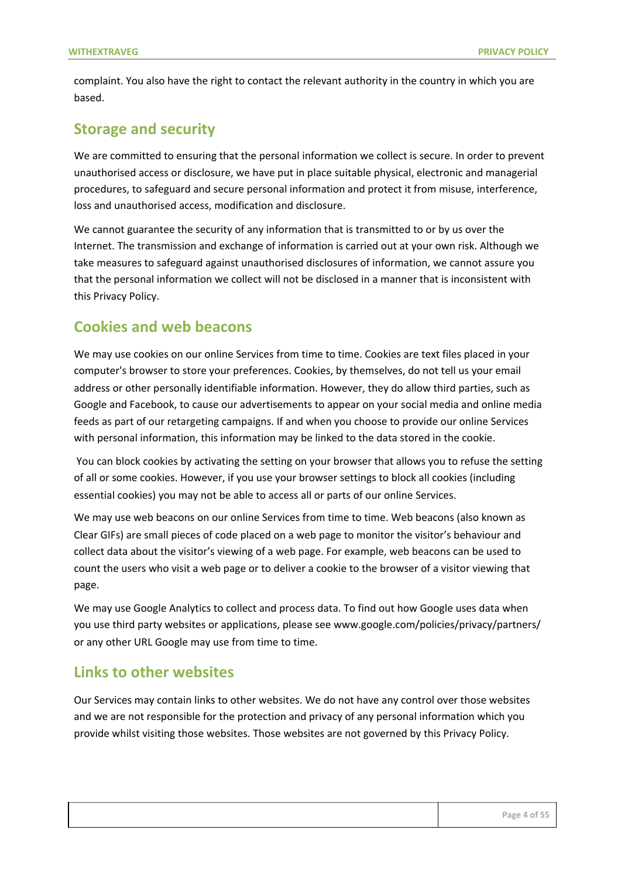complaint. You also have the right to contact the relevant authority in the country in which you are based.

## Storage and security

We are committed to ensuring that the personal information we collect is secure. In order to prevent unauthorised access or disclosure, we have put in place suitable physical, electronic and managerial procedures, to safeguard and secure personal information and protect it from misuse, interference, loss and unauthorised access, modification and disclosure.

We cannot guarantee the security of any information that is transmitted to or by us over the Internet. The transmission and exchange of information is carried out at your own risk. Although we take measures to safeguard against unauthorised disclosures of information, we cannot assure you that the personal information we collect will not be disclosed in a manner that is inconsistent with this Privacy Policy.

## Cookies and web beacons

We may use cookies on our online Services from time to time. Cookies are text files placed in your computer's browser to store your preferences. Cookies, by themselves, do not tell us your email address or other personally identifiable information. However, they do allow third parties, such as Google and Facebook, to cause our advertisements to appear on your social media and online media feeds as part of our retargeting campaigns. If and when you choose to provide our online Services with personal information, this information may be linked to the data stored in the cookie.

You can block cookies by activating the setting on your browser that allows you to refuse the setting of all or some cookies. However, if you use your browser settings to block all cookies (including essential cookies) you may not be able to access all or parts of our online Services.

We may use web beacons on our online Services from time to time. Web beacons (also known as Clear GIFs) are small pieces of code placed on a web page to monitor the visitor's behaviour and collect data about the visitor's viewing of a web page. For example, web beacons can be used to count the users who visit a web page or to deliver a cookie to the browser of a visitor viewing that page.

We may use Google Analytics to collect and process data. To find out how Google uses data when you use third party websites or applications, please see www.google.com/policies/privacy/partners/ or any other URL Google may use from time to time.

## Links to other websites

Our Services may contain links to other websites. We do not have any control over those websites and we are not responsible for the protection and privacy of any personal information which you provide whilst visiting those websites. Those websites are not governed by this Privacy Policy.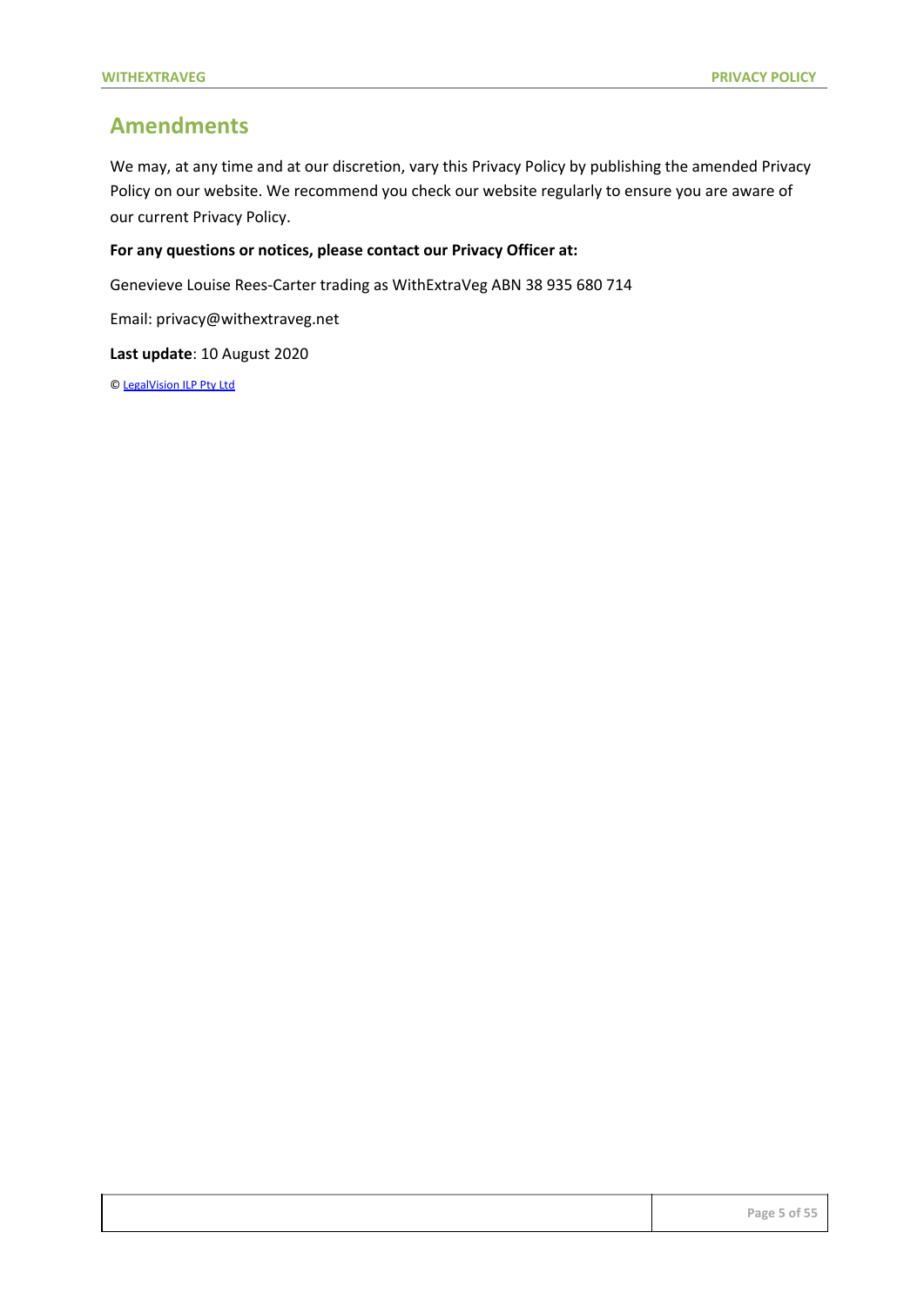## Amendments

We may, at any time and at our discretion, vary this Privacy Policy by publishing the amended Privacy Policy on our website. We recommend you check our website regularly to ensure you are aware of our current Privacy Policy.

**For any questions or notices, please contact our Privacy Officer at:**

Genevieve Louise Rees-Carter trading as WithExtraVeg ABN 38 935 680 714

Email: privacy@withextraveg.net

**Last update**: 10 August 2020

© [LegalVision ILP Pty Ltd]